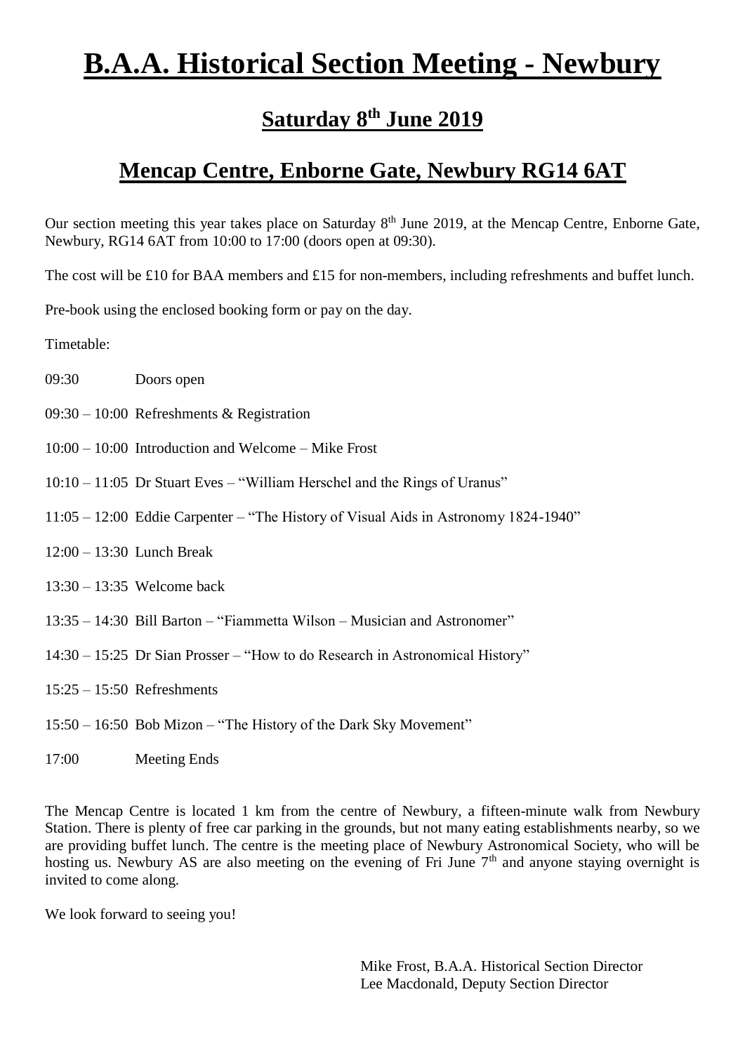# B.A.A. Historical Section Meeting - Newbury

## Saturday 8th June 2019

## Mencap Centre, Enborne Gate, Newbury RG14 6AT

Our section meeting this year takes place on Saturday 8th June 2019, at the Mencap Centre, Enborne Gate, Newbury, RG14 6AT from 10:00 to 17:00 (doors open at 09:30).

The cost will be £10 for BAA members and £15 for non-members, including refreshments and buffet lunch.

Pre-book using the enclosed booking form or pay on the day.

Timetable:

09:30 Doors open

09:30 – 10:00 Refreshments & Registration

10:00 – 10:00 Introduction and Welcome – Mike Frost

10:10 – 11:05 Dr Stuart Eves – "William Herschel and the Rings of Uranus"

11:05 – 12:00 Eddie Carpenter – "The History of Visual Aids in Astronomy 1824-1940"

12:00 – 13:30 Lunch Break

13:30 – 13:35 Welcome back

13:35 – 14:30 Bill Barton – "Fiammetta Wilson – Musician and Astronomer"

14:30 – 15:25 Dr Sian Prosser – "How to do Research in Astronomical History"

15:25 – 15:50 Refreshments

15:50 – 16:50 Bob Mizon – "The History of the Dark Sky Movement"

17:00 Meeting Ends

The Mencap Centre is located 1 km from the centre of Newbury, a fifteen-minute walk from Newbury Station. There is plenty of free car parking in the grounds, but not many eating establishments nearby, so we are providing buffet lunch. The centre is the meeting place of Newbury Astronomical Society, who will be hosting us. Newbury AS are also meeting on the evening of Fri June 7th and anyone staying overnight is invited to come along.

We look forward to seeing you!

Mike Frost, B.A.A. Historical Section Director
Lee Macdonald, Deputy Section Director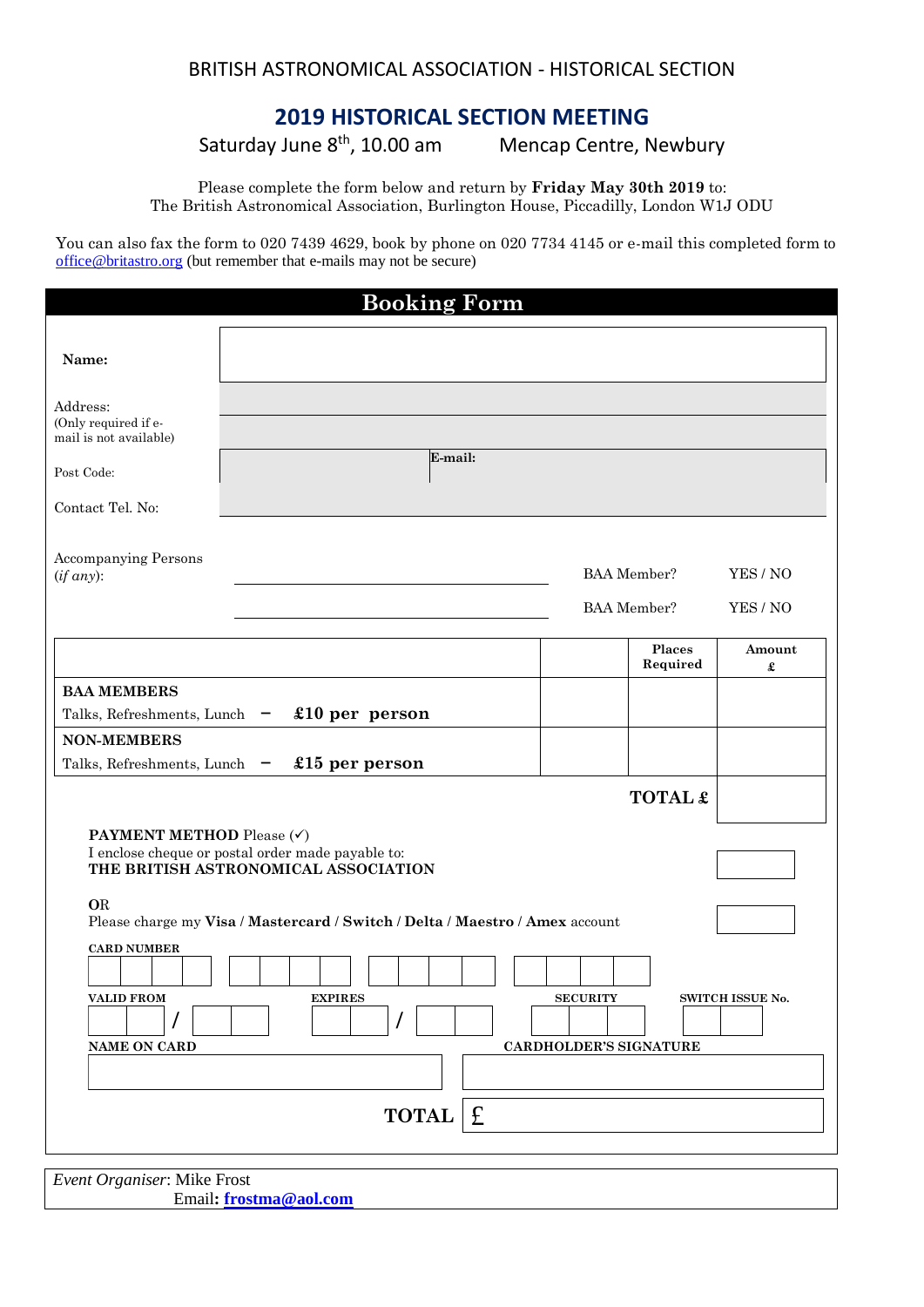BRITISH ASTRONOMICAL ASSOCIATION - HISTORICAL SECTION

# 2019 HISTORICAL SECTION MEETING

Saturday June 8th, 10.00 am        Mencap Centre, Newbury

Please complete the form below and return by **Friday May 30th 2019** to:
The British Astronomical Association, Burlington House, Piccadilly, London W1J ODU

You can also fax the form to 020 7439 4629, book by phone on 020 7734 4145 or e-mail this completed form to office@britastro.org (but remember that e-mails may not be secure)

## Booking Form

**Name:**

Address:
(Only required if e-mail is not available)

Post Code:        **E-mail:**

Contact Tel. No:

Accompanying Persons (*if any*): ______________________ BAA Member? YES / NO

______________________ BAA Member? YES / NO

| | | Places Required | Amount £ |
|---|---|---|---|
| **BAA MEMBERS**<br>Talks, Refreshments, Lunch – **£10 per person** | | | |
| **NON-MEMBERS**<br>Talks, Refreshments, Lunch – **£15 per person** | | | |
| | | **TOTAL £** | |

**PAYMENT METHOD** Please (✓)
I enclose cheque or postal order made payable to:
**THE BRITISH ASTRONOMICAL ASSOCIATION**

**OR**
Please charge my **Visa / Mastercard / Switch / Delta / Maestro / Amex** account

**CARD NUMBER**

**VALID FROM** / **EXPIRES** / **SECURITY** **SWITCH ISSUE No.**

**NAME ON CARD** **CARDHOLDER'S SIGNATURE**

**TOTAL** £

*Event Organiser*: Mike Frost
Email**: frostma@aol.com**